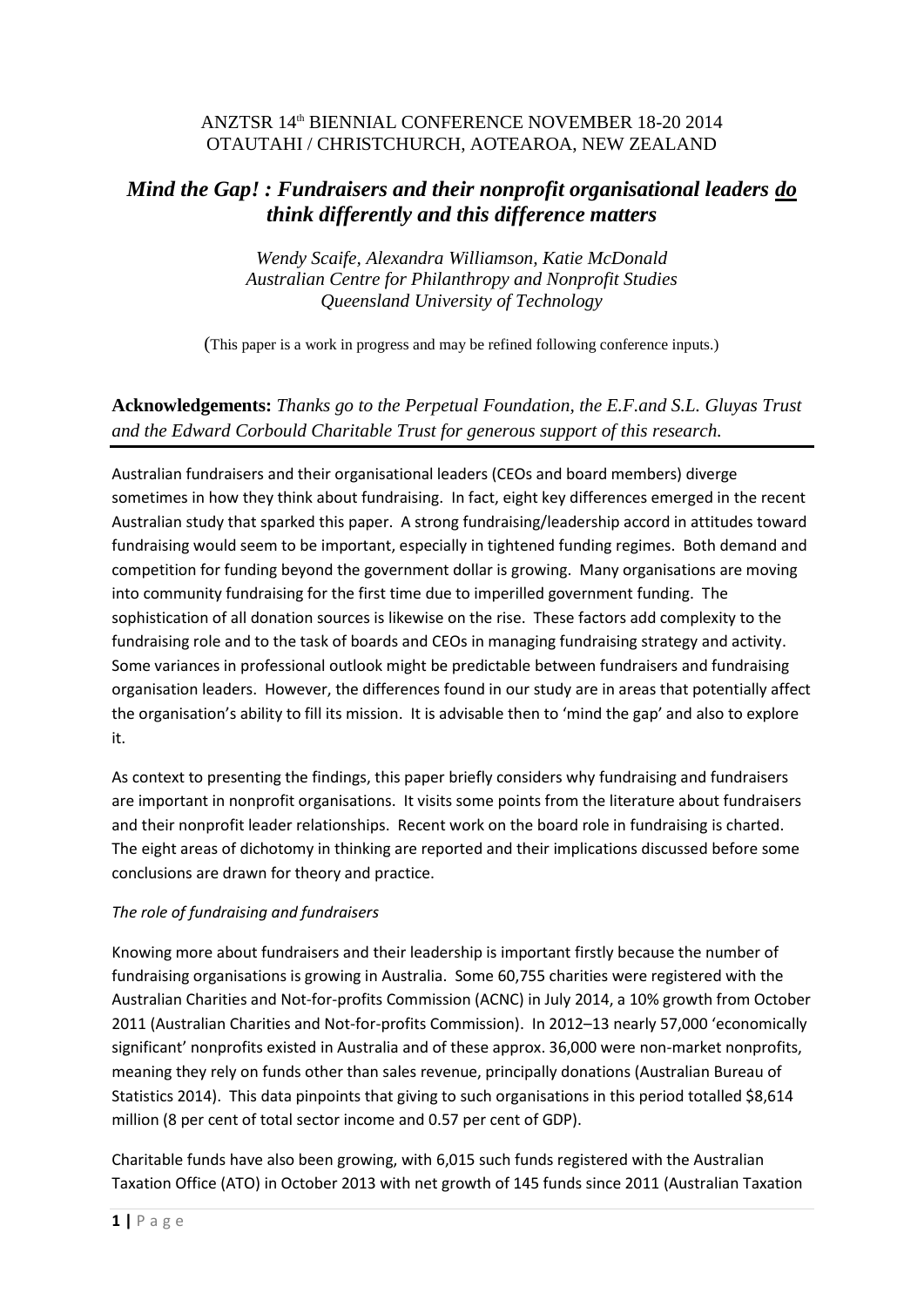ANZTSR 14th BIENNIAL CONFERENCE NOVEMBER 18-20 2014
OTAUTAHI / CHRISTCHURCH, AOTEAROA, NEW ZEALAND

# *Mind the Gap! : Fundraisers and their nonprofit organisational leaders do think differently and this difference matters*

*Wendy Scaife, Alexandra Williamson, Katie McDonald*
*Australian Centre for Philanthropy and Nonprofit Studies*
*Queensland University of Technology*

(This paper is a work in progress and may be refined following conference inputs.)

**Acknowledgements:** *Thanks go to the Perpetual Foundation, the E.F.and S.L. Gluyas Trust and the Edward Corbould Charitable Trust for generous support of this research.*

---

Australian fundraisers and their organisational leaders (CEOs and board members) diverge sometimes in how they think about fundraising. In fact, eight key differences emerged in the recent Australian study that sparked this paper. A strong fundraising/leadership accord in attitudes toward fundraising would seem to be important, especially in tightened funding regimes. Both demand and competition for funding beyond the government dollar is growing. Many organisations are moving into community fundraising for the first time due to imperilled government funding. The sophistication of all donation sources is likewise on the rise. These factors add complexity to the fundraising role and to the task of boards and CEOs in managing fundraising strategy and activity. Some variances in professional outlook might be predictable between fundraisers and fundraising organisation leaders. However, the differences found in our study are in areas that potentially affect the organisation's ability to fill its mission. It is advisable then to 'mind the gap' and also to explore it.

As context to presenting the findings, this paper briefly considers why fundraising and fundraisers are important in nonprofit organisations. It visits some points from the literature about fundraisers and their nonprofit leader relationships. Recent work on the board role in fundraising is charted. The eight areas of dichotomy in thinking are reported and their implications discussed before some conclusions are drawn for theory and practice.

*The role of fundraising and fundraisers*

Knowing more about fundraisers and their leadership is important firstly because the number of fundraising organisations is growing in Australia. Some 60,755 charities were registered with the Australian Charities and Not-for-profits Commission (ACNC) in July 2014, a 10% growth from October 2011 (Australian Charities and Not-for-profits Commission). In 2012–13 nearly 57,000 'economically significant' nonprofits existed in Australia and of these approx. 36,000 were non-market nonprofits, meaning they rely on funds other than sales revenue, principally donations (Australian Bureau of Statistics 2014). This data pinpoints that giving to such organisations in this period totalled $8,614 million (8 per cent of total sector income and 0.57 per cent of GDP).

Charitable funds have also been growing, with 6,015 such funds registered with the Australian Taxation Office (ATO) in October 2013 with net growth of 145 funds since 2011 (Australian Taxation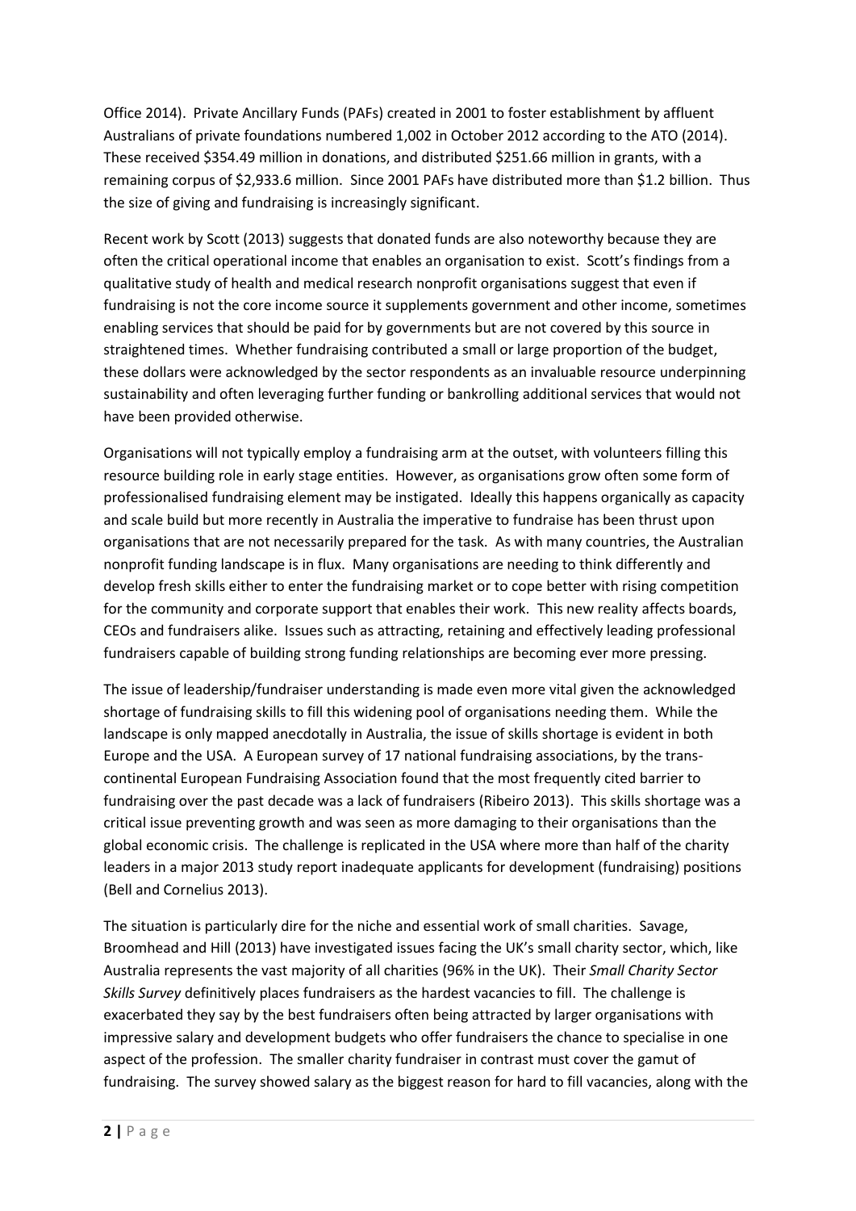Office 2014). Private Ancillary Funds (PAFs) created in 2001 to foster establishment by affluent Australians of private foundations numbered 1,002 in October 2012 according to the ATO (2014). These received $354.49 million in donations, and distributed $251.66 million in grants, with a remaining corpus of $2,933.6 million. Since 2001 PAFs have distributed more than $1.2 billion. Thus the size of giving and fundraising is increasingly significant.

Recent work by Scott (2013) suggests that donated funds are also noteworthy because they are often the critical operational income that enables an organisation to exist. Scott's findings from a qualitative study of health and medical research nonprofit organisations suggest that even if fundraising is not the core income source it supplements government and other income, sometimes enabling services that should be paid for by governments but are not covered by this source in straightened times. Whether fundraising contributed a small or large proportion of the budget, these dollars were acknowledged by the sector respondents as an invaluable resource underpinning sustainability and often leveraging further funding or bankrolling additional services that would not have been provided otherwise.

Organisations will not typically employ a fundraising arm at the outset, with volunteers filling this resource building role in early stage entities. However, as organisations grow often some form of professionalised fundraising element may be instigated. Ideally this happens organically as capacity and scale build but more recently in Australia the imperative to fundraise has been thrust upon organisations that are not necessarily prepared for the task. As with many countries, the Australian nonprofit funding landscape is in flux. Many organisations are needing to think differently and develop fresh skills either to enter the fundraising market or to cope better with rising competition for the community and corporate support that enables their work. This new reality affects boards, CEOs and fundraisers alike. Issues such as attracting, retaining and effectively leading professional fundraisers capable of building strong funding relationships are becoming ever more pressing.

The issue of leadership/fundraiser understanding is made even more vital given the acknowledged shortage of fundraising skills to fill this widening pool of organisations needing them. While the landscape is only mapped anecdotally in Australia, the issue of skills shortage is evident in both Europe and the USA. A European survey of 17 national fundraising associations, by the trans-continental European Fundraising Association found that the most frequently cited barrier to fundraising over the past decade was a lack of fundraisers (Ribeiro 2013). This skills shortage was a critical issue preventing growth and was seen as more damaging to their organisations than the global economic crisis. The challenge is replicated in the USA where more than half of the charity leaders in a major 2013 study report inadequate applicants for development (fundraising) positions (Bell and Cornelius 2013).

The situation is particularly dire for the niche and essential work of small charities. Savage, Broomhead and Hill (2013) have investigated issues facing the UK's small charity sector, which, like Australia represents the vast majority of all charities (96% in the UK). Their *Small Charity Sector Skills Survey* definitively places fundraisers as the hardest vacancies to fill. The challenge is exacerbated they say by the best fundraisers often being attracted by larger organisations with impressive salary and development budgets who offer fundraisers the chance to specialise in one aspect of the profession. The smaller charity fundraiser in contrast must cover the gamut of fundraising. The survey showed salary as the biggest reason for hard to fill vacancies, along with the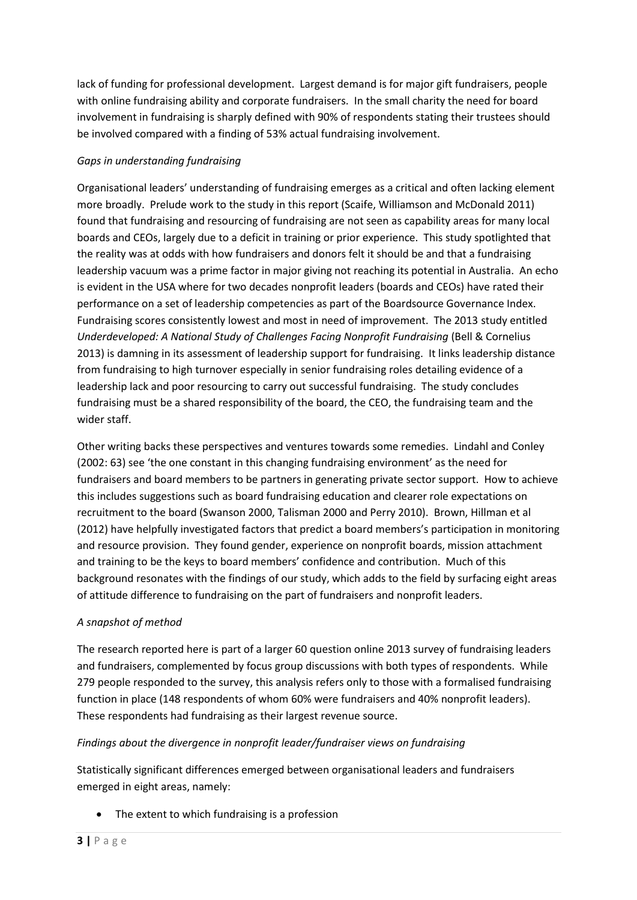lack of funding for professional development. Largest demand is for major gift fundraisers, people with online fundraising ability and corporate fundraisers. In the small charity the need for board involvement in fundraising is sharply defined with 90% of respondents stating their trustees should be involved compared with a finding of 53% actual fundraising involvement.

*Gaps in understanding fundraising*

Organisational leaders' understanding of fundraising emerges as a critical and often lacking element more broadly. Prelude work to the study in this report (Scaife, Williamson and McDonald 2011) found that fundraising and resourcing of fundraising are not seen as capability areas for many local boards and CEOs, largely due to a deficit in training or prior experience. This study spotlighted that the reality was at odds with how fundraisers and donors felt it should be and that a fundraising leadership vacuum was a prime factor in major giving not reaching its potential in Australia. An echo is evident in the USA where for two decades nonprofit leaders (boards and CEOs) have rated their performance on a set of leadership competencies as part of the Boardsource Governance Index. Fundraising scores consistently lowest and most in need of improvement. The 2013 study entitled *Underdeveloped: A National Study of Challenges Facing Nonprofit Fundraising* (Bell & Cornelius 2013) is damning in its assessment of leadership support for fundraising. It links leadership distance from fundraising to high turnover especially in senior fundraising roles detailing evidence of a leadership lack and poor resourcing to carry out successful fundraising. The study concludes fundraising must be a shared responsibility of the board, the CEO, the fundraising team and the wider staff.

Other writing backs these perspectives and ventures towards some remedies. Lindahl and Conley (2002: 63) see 'the one constant in this changing fundraising environment' as the need for fundraisers and board members to be partners in generating private sector support. How to achieve this includes suggestions such as board fundraising education and clearer role expectations on recruitment to the board (Swanson 2000, Talisman 2000 and Perry 2010). Brown, Hillman et al (2012) have helpfully investigated factors that predict a board members's participation in monitoring and resource provision. They found gender, experience on nonprofit boards, mission attachment and training to be the keys to board members' confidence and contribution. Much of this background resonates with the findings of our study, which adds to the field by surfacing eight areas of attitude difference to fundraising on the part of fundraisers and nonprofit leaders.

*A snapshot of method*

The research reported here is part of a larger 60 question online 2013 survey of fundraising leaders and fundraisers, complemented by focus group discussions with both types of respondents. While 279 people responded to the survey, this analysis refers only to those with a formalised fundraising function in place (148 respondents of whom 60% were fundraisers and 40% nonprofit leaders). These respondents had fundraising as their largest revenue source.

*Findings about the divergence in nonprofit leader/fundraiser views on fundraising*

Statistically significant differences emerged between organisational leaders and fundraisers emerged in eight areas, namely:

- The extent to which fundraising is a profession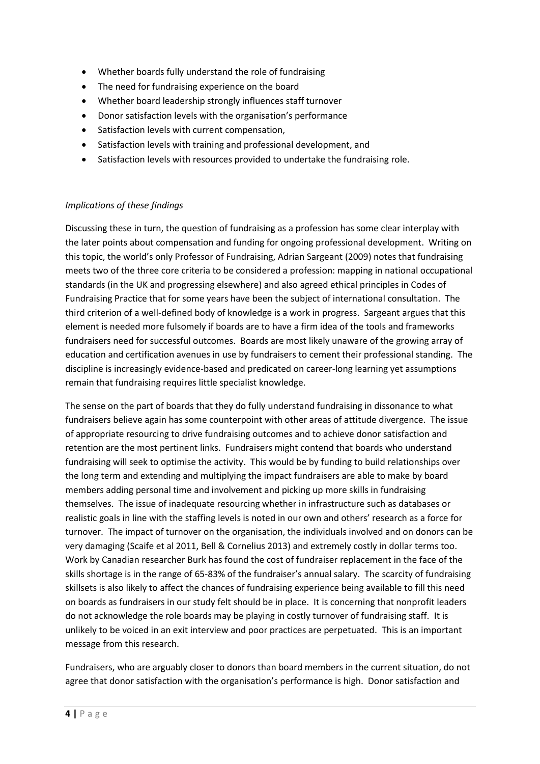- Whether boards fully understand the role of fundraising
- The need for fundraising experience on the board
- Whether board leadership strongly influences staff turnover
- Donor satisfaction levels with the organisation's performance
- Satisfaction levels with current compensation,
- Satisfaction levels with training and professional development, and
- Satisfaction levels with resources provided to undertake the fundraising role.

*Implications of these findings*

Discussing these in turn, the question of fundraising as a profession has some clear interplay with the later points about compensation and funding for ongoing professional development. Writing on this topic, the world's only Professor of Fundraising, Adrian Sargeant (2009) notes that fundraising meets two of the three core criteria to be considered a profession: mapping in national occupational standards (in the UK and progressing elsewhere) and also agreed ethical principles in Codes of Fundraising Practice that for some years have been the subject of international consultation. The third criterion of a well-defined body of knowledge is a work in progress. Sargeant argues that this element is needed more fulsomely if boards are to have a firm idea of the tools and frameworks fundraisers need for successful outcomes. Boards are most likely unaware of the growing array of education and certification avenues in use by fundraisers to cement their professional standing. The discipline is increasingly evidence-based and predicated on career-long learning yet assumptions remain that fundraising requires little specialist knowledge.

The sense on the part of boards that they do fully understand fundraising in dissonance to what fundraisers believe again has some counterpoint with other areas of attitude divergence. The issue of appropriate resourcing to drive fundraising outcomes and to achieve donor satisfaction and retention are the most pertinent links. Fundraisers might contend that boards who understand fundraising will seek to optimise the activity. This would be by funding to build relationships over the long term and extending and multiplying the impact fundraisers are able to make by board members adding personal time and involvement and picking up more skills in fundraising themselves. The issue of inadequate resourcing whether in infrastructure such as databases or realistic goals in line with the staffing levels is noted in our own and others' research as a force for turnover. The impact of turnover on the organisation, the individuals involved and on donors can be very damaging (Scaife et al 2011, Bell & Cornelius 2013) and extremely costly in dollar terms too. Work by Canadian researcher Burk has found the cost of fundraiser replacement in the face of the skills shortage is in the range of 65-83% of the fundraiser's annual salary. The scarcity of fundraising skillsets is also likely to affect the chances of fundraising experience being available to fill this need on boards as fundraisers in our study felt should be in place. It is concerning that nonprofit leaders do not acknowledge the role boards may be playing in costly turnover of fundraising staff. It is unlikely to be voiced in an exit interview and poor practices are perpetuated. This is an important message from this research.

Fundraisers, who are arguably closer to donors than board members in the current situation, do not agree that donor satisfaction with the organisation's performance is high. Donor satisfaction and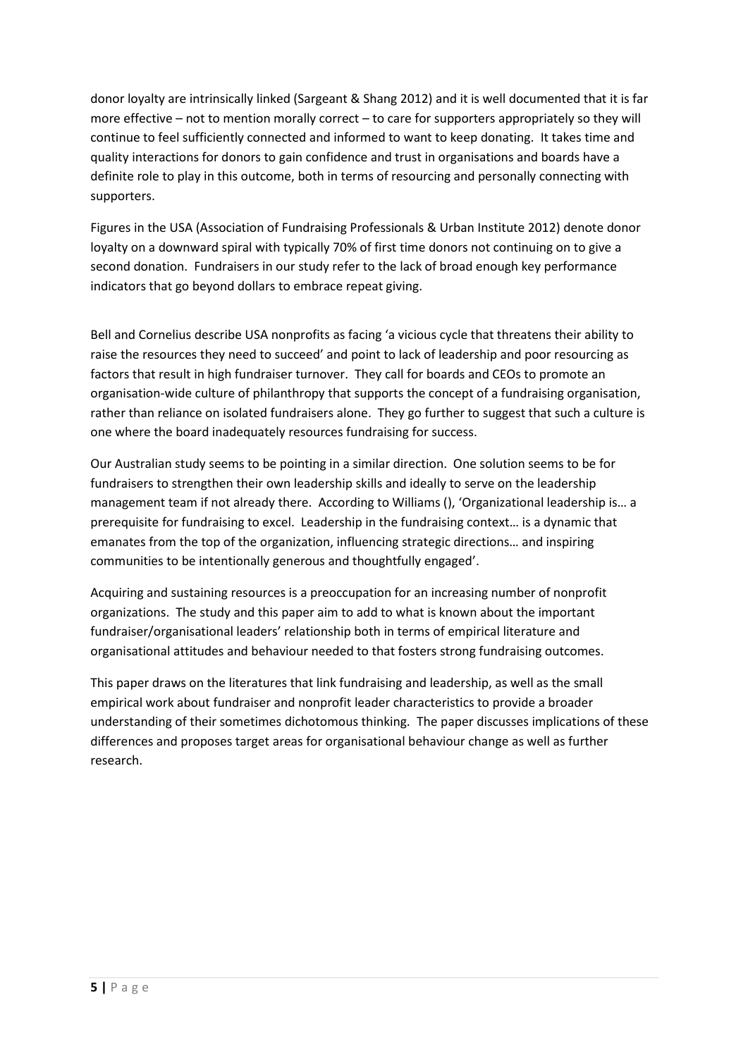donor loyalty are intrinsically linked (Sargeant & Shang 2012) and it is well documented that it is far more effective – not to mention morally correct – to care for supporters appropriately so they will continue to feel sufficiently connected and informed to want to keep donating. It takes time and quality interactions for donors to gain confidence and trust in organisations and boards have a definite role to play in this outcome, both in terms of resourcing and personally connecting with supporters.

Figures in the USA (Association of Fundraising Professionals & Urban Institute 2012) denote donor loyalty on a downward spiral with typically 70% of first time donors not continuing on to give a second donation. Fundraisers in our study refer to the lack of broad enough key performance indicators that go beyond dollars to embrace repeat giving.

Bell and Cornelius describe USA nonprofits as facing 'a vicious cycle that threatens their ability to raise the resources they need to succeed' and point to lack of leadership and poor resourcing as factors that result in high fundraiser turnover. They call for boards and CEOs to promote an organisation-wide culture of philanthropy that supports the concept of a fundraising organisation, rather than reliance on isolated fundraisers alone. They go further to suggest that such a culture is one where the board inadequately resources fundraising for success.

Our Australian study seems to be pointing in a similar direction. One solution seems to be for fundraisers to strengthen their own leadership skills and ideally to serve on the leadership management team if not already there. According to Williams (), 'Organizational leadership is… a prerequisite for fundraising to excel. Leadership in the fundraising context… is a dynamic that emanates from the top of the organization, influencing strategic directions… and inspiring communities to be intentionally generous and thoughtfully engaged'.

Acquiring and sustaining resources is a preoccupation for an increasing number of nonprofit organizations. The study and this paper aim to add to what is known about the important fundraiser/organisational leaders' relationship both in terms of empirical literature and organisational attitudes and behaviour needed to that fosters strong fundraising outcomes.

This paper draws on the literatures that link fundraising and leadership, as well as the small empirical work about fundraiser and nonprofit leader characteristics to provide a broader understanding of their sometimes dichotomous thinking. The paper discusses implications of these differences and proposes target areas for organisational behaviour change as well as further research.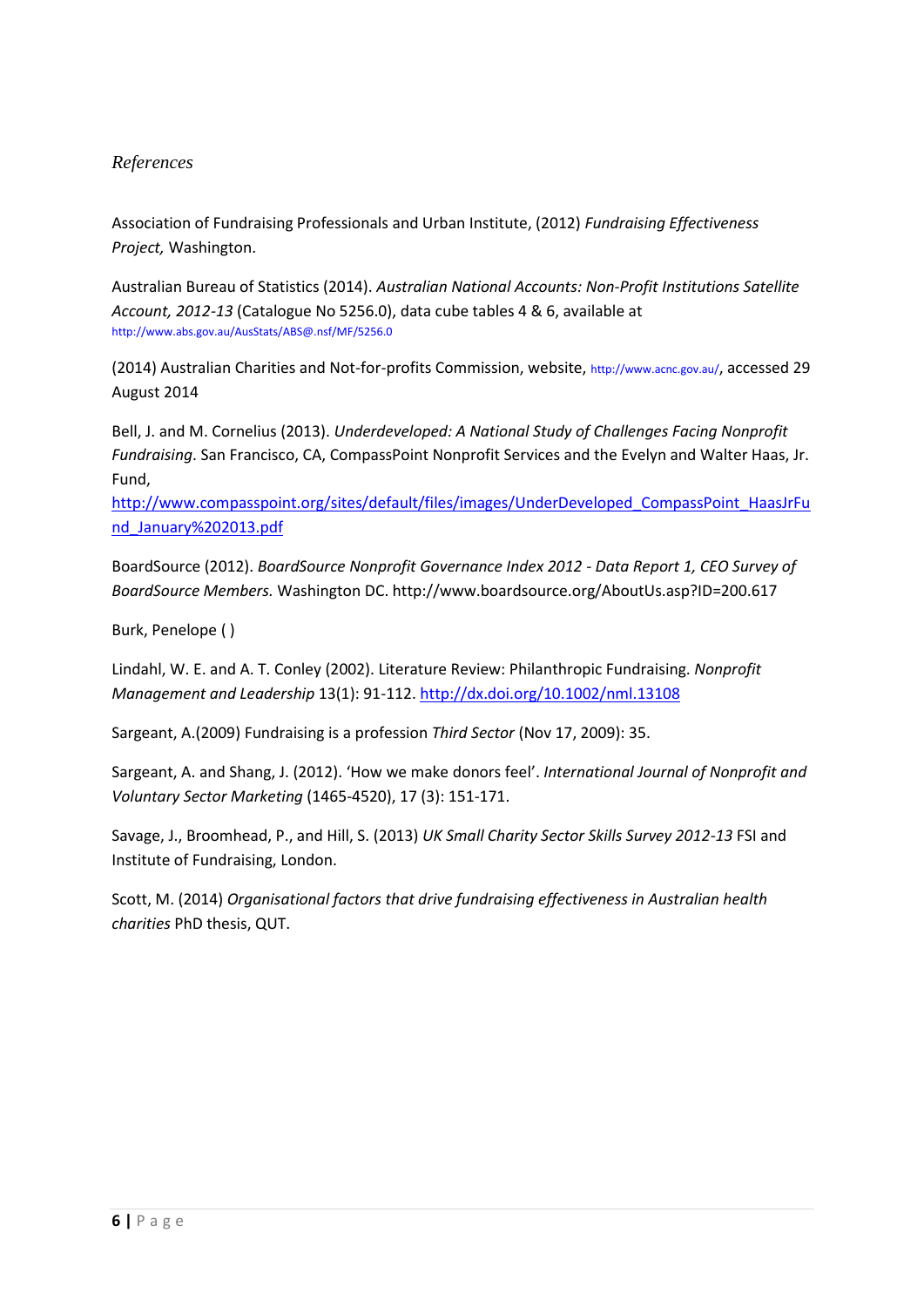*References*

Association of Fundraising Professionals and Urban Institute, (2012) *Fundraising Effectiveness Project,* Washington.

Australian Bureau of Statistics (2014). *Australian National Accounts: Non-Profit Institutions Satellite Account, 2012-13* (Catalogue No 5256.0), data cube tables 4 & 6, available at http://www.abs.gov.au/AusStats/ABS@.nsf/MF/5256.0

(2014) Australian Charities and Not-for-profits Commission, website, http://www.acnc.gov.au/, accessed 29 August 2014

Bell, J. and M. Cornelius (2013). *Underdeveloped: A National Study of Challenges Facing Nonprofit Fundraising*. San Francisco, CA, CompassPoint Nonprofit Services and the Evelyn and Walter Haas, Jr. Fund, http://www.compasspoint.org/sites/default/files/images/UnderDeveloped_CompassPoint_HaasJrFund_January%202013.pdf

BoardSource (2012). *BoardSource Nonprofit Governance Index 2012 - Data Report 1, CEO Survey of BoardSource Members.* Washington DC. http://www.boardsource.org/AboutUs.asp?ID=200.617

Burk, Penelope ( )

Lindahl, W. E. and A. T. Conley (2002). Literature Review: Philanthropic Fundraising. *Nonprofit Management and Leadership* 13(1): 91-112. http://dx.doi.org/10.1002/nml.13108

Sargeant, A.(2009) Fundraising is a profession *Third Sector* (Nov 17, 2009): 35.

Sargeant, A. and Shang, J. (2012). 'How we make donors feel'. *International Journal of Nonprofit and Voluntary Sector Marketing* (1465-4520), 17 (3): 151-171.

Savage, J., Broomhead, P., and Hill, S. (2013) *UK Small Charity Sector Skills Survey 2012-13* FSI and Institute of Fundraising, London.

Scott, M. (2014) *Organisational factors that drive fundraising effectiveness in Australian health charities* PhD thesis, QUT.